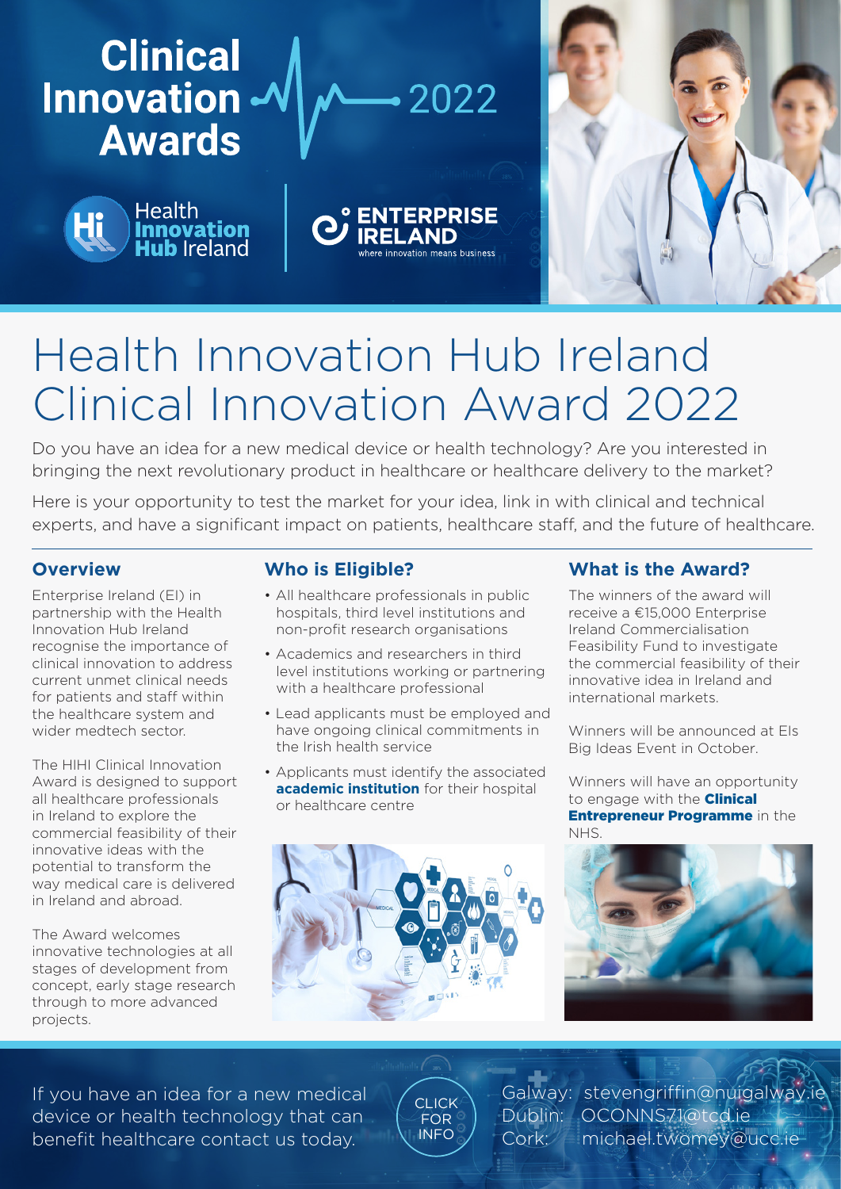# Clinical Innovation Awards 2022

Health Innovation Hub Ireland

ENTERPRISE IRELAND
where innovation means business

# Health Innovation Hub Ireland Clinical Innovation Award 2022

Do you have an idea for a new medical device or health technology? Are you interested in bringing the next revolutionary product in healthcare or healthcare delivery to the market?

Here is your opportunity to test the market for your idea, link in with clinical and technical experts, and have a significant impact on patients, healthcare staff, and the future of healthcare.

## Overview

Enterprise Ireland (EI) in partnership with the Health Innovation Hub Ireland recognise the importance of clinical innovation to address current unmet clinical needs for patients and staff within the healthcare system and wider medtech sector.

The HIHI Clinical Innovation Award is designed to support all healthcare professionals in Ireland to explore the commercial feasibility of their innovative ideas with the potential to transform the way medical care is delivered in Ireland and abroad.

The Award welcomes innovative technologies at all stages of development from concept, early stage research through to more advanced projects.

## Who is Eligible?

- All healthcare professionals in public hospitals, third level institutions and non-profit research organisations
- Academics and researchers in third level institutions working or partnering with a healthcare professional
- Lead applicants must be employed and have ongoing clinical commitments in the Irish health service
- Applicants must identify the associated **academic institution** for their hospital or healthcare centre

## What is the Award?

The winners of the award will receive a €15,000 Enterprise Ireland Commercialisation Feasibility Fund to investigate the commercial feasibility of their innovative idea in Ireland and international markets.

Winners will be announced at EIs Big Ideas Event in October.

Winners will have an opportunity to engage with the **Clinical Entrepreneur Programme** in the NHS.

If you have an idea for a new medical device or health technology that can benefit healthcare contact us today.

CLICK FOR INFO

Galway: stevengriffin@nuigalway.ie
Dublin: OCONNS71@tcd.ie
Cork: michael.twomey@ucc.ie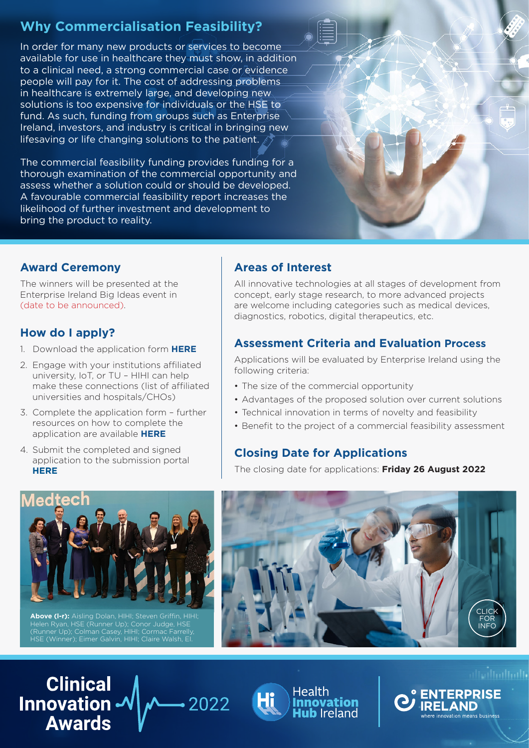## Why Commercialisation Feasibility?

In order for many new products or services to become available for use in healthcare they must show, in addition to a clinical need, a strong commercial case or evidence people will pay for it. The cost of addressing problems in healthcare is extremely large, and developing new solutions is too expensive for individuals or the HSE to fund. As such, funding from groups such as Enterprise Ireland, investors, and industry is critical in bringing new lifesaving or life changing solutions to the patient.

The commercial feasibility funding provides funding for a thorough examination of the commercial opportunity and assess whether a solution could or should be developed. A favourable commercial feasibility report increases the likelihood of further investment and development to bring the product to reality.

### Award Ceremony

The winners will be presented at the Enterprise Ireland Big Ideas event in (date to be announced).

### How do I apply?

1. Download the application form **HERE**
2. Engage with your institutions affiliated university, IoT, or TU – HIHI can help make these connections (list of affiliated universities and hospitals/CHOs)
3. Complete the application form – further resources on how to complete the application are available **HERE**
4. Submit the completed and signed application to the submission portal **HERE**

### Areas of Interest

All innovative technologies at all stages of development from concept, early stage research, to more advanced projects are welcome including categories such as medical devices, diagnostics, robotics, digital therapeutics, etc.

### Assessment Criteria and Evaluation Process

Applications will be evaluated by Enterprise Ireland using the following criteria:

- The size of the commercial opportunity
- Advantages of the proposed solution over current solutions
- Technical innovation in terms of novelty and feasibility
- Benefit to the project of a commercial feasibility assessment

### Closing Date for Applications

The closing date for applications: **Friday 26 August 2022**

Medtech

**Above (l-r):** Aisling Dolan, HIHI; Steven Griffin, HIHI; Helen Ryan, HSE (Runner Up); Conor Judge, HSE (Runner Up); Colman Casey, HIHI; Cormac Farrelly, HSE (Winner); Eimer Galvin, HIHI; Claire Walsh, EI.

CLICK FOR INFO

Clinical Innovation Awards 2022

Health Innovation Hub Ireland

ENTERPRISE IRELAND where innovation means business